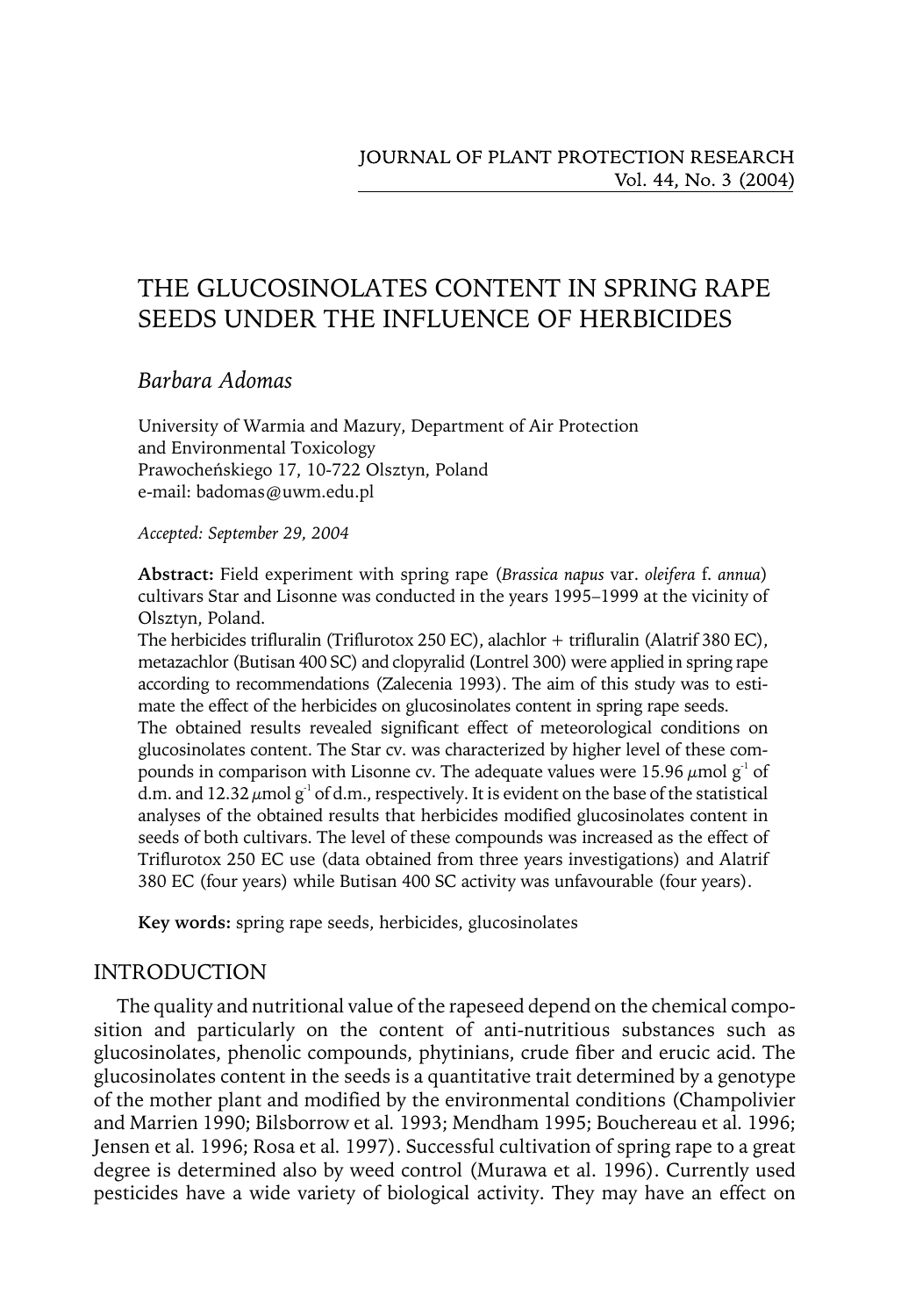# THE GLUCOSINOLATES CONTENT IN SPRING RAPE SEEDS UNDER THE INFLUENCE OF HERBICIDES

*Barbara Adomas*

University of Warmia and Mazury, Department of Air Protection and Environmental Toxicology
Prawocheńskiego 17, 10-722 Olsztyn, Poland
e-mail: badomas@uwm.edu.pl

*Accepted: September 29, 2004*

**Abstract:** Field experiment with spring rape (*Brassica napus* var. *oleifera* f. *annua*) cultivars Star and Lisonne was conducted in the years 1995–1999 at the vicinity of Olsztyn, Poland.

The herbicides trifluralin (Triflurotox 250 EC), alachlor + trifluralin (Alatrif 380 EC), metazachlor (Butisan 400 SC) and clopyralid (Lontrel 300) were applied in spring rape according to recommendations (Zalecenia 1993). The aim of this study was to estimate the effect of the herbicides on glucosinolates content in spring rape seeds.

The obtained results revealed significant effect of meteorological conditions on glucosinolates content. The Star cv. was characterized by higher level of these compounds in comparison with Lisonne cv. The adequate values were 15.96 $\mu$mol $g^{-1}$ of d.m. and 12.32 $\mu$mol $g^{-1}$ of d.m., respectively. It is evident on the base of the statistical analyses of the obtained results that herbicides modified glucosinolates content in seeds of both cultivars. The level of these compounds was increased as the effect of Triflurotox 250 EC use (data obtained from three years investigations) and Alatrif 380 EC (four years) while Butisan 400 SC activity was unfavourable (four years).

**Key words:** spring rape seeds, herbicides, glucosinolates

## INTRODUCTION

The quality and nutritional value of the rapeseed depend on the chemical composition and particularly on the content of anti-nutritious substances such as glucosinolates, phenolic compounds, phytinians, crude fiber and erucic acid. The glucosinolates content in the seeds is a quantitative trait determined by a genotype of the mother plant and modified by the environmental conditions (Champolivier and Marrien 1990; Bilsborrow et al. 1993; Mendham 1995; Bouchereau et al. 1996; Jensen et al. 1996; Rosa et al. 1997). Successful cultivation of spring rape to a great degree is determined also by weed control (Murawa et al. 1996). Currently used pesticides have a wide variety of biological activity. They may have an effect on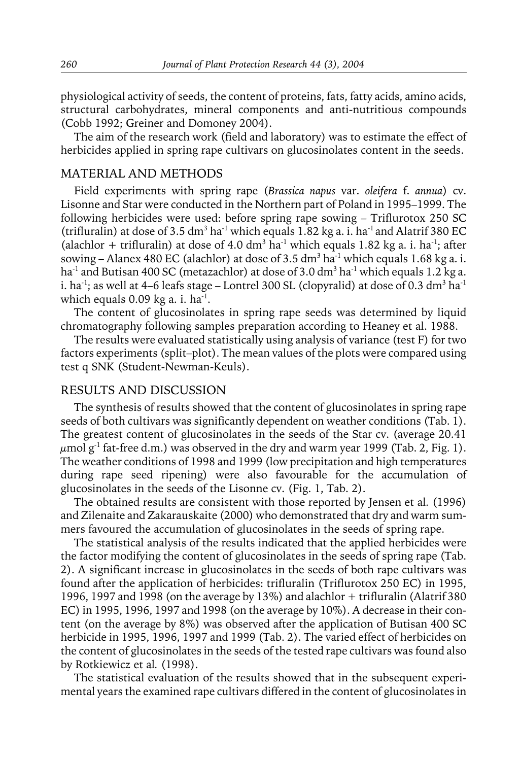physiological activity of seeds, the content of proteins, fats, fatty acids, amino acids, structural carbohydrates, mineral components and anti-nutritious compounds (Cobb 1992; Greiner and Domoney 2004).

The aim of the research work (field and laboratory) was to estimate the effect of herbicides applied in spring rape cultivars on glucosinolates content in the seeds.

## MATERIAL AND METHODS

Field experiments with spring rape (*Brassica napus* var. *oleifera* f. *annua*) cv. Lisonne and Star were conducted in the Northern part of Poland in 1995–1999. The following herbicides were used: before spring rape sowing – Triflurotox 250 SC (trifluralin) at dose of 3.5 $dm^3$ $ha^{-1}$ which equals 1.82 kg a. i. $ha^{-1}$ and Alatrif 380 EC (alachlor + trifluralin) at dose of 4.0 $dm^3$ $ha^{-1}$ which equals 1.82 kg a. i. $ha^{-1}$; after sowing – Alanex 480 EC (alachlor) at dose of 3.5 $dm^3$ $ha^{-1}$ which equals 1.68 kg a. i. $ha^{-1}$ and Butisan 400 SC (metazachlor) at dose of 3.0 $dm^3$ $ha^{-1}$ which equals 1.2 kg a. i. $ha^{-1}$; as well at 4–6 leafs stage – Lontrel 300 SL (clopyralid) at dose of 0.3 $dm^3$ $ha^{-1}$ which equals 0.09 kg a. i. $ha^{-1}$.

The content of glucosinolates in spring rape seeds was determined by liquid chromatography following samples preparation according to Heaney et al. 1988.

The results were evaluated statistically using analysis of variance (test F) for two factors experiments (split–plot). The mean values of the plots were compared using test q SNK (Student-Newman-Keuls).

## RESULTS AND DISCUSSION

The synthesis of results showed that the content of glucosinolates in spring rape seeds of both cultivars was significantly dependent on weather conditions (Tab. 1). The greatest content of glucosinolates in the seeds of the Star cv. (average 20.41 $\mu$mol $g^{-1}$ fat-free d.m.) was observed in the dry and warm year 1999 (Tab. 2, Fig. 1). The weather conditions of 1998 and 1999 (low precipitation and high temperatures during rape seed ripening) were also favourable for the accumulation of glucosinolates in the seeds of the Lisonne cv. (Fig. 1, Tab. 2).

The obtained results are consistent with those reported by Jensen et al. (1996) and Zilenaite and Zakarauskaite (2000) who demonstrated that dry and warm summers favoured the accumulation of glucosinolates in the seeds of spring rape.

The statistical analysis of the results indicated that the applied herbicides were the factor modifying the content of glucosinolates in the seeds of spring rape (Tab. 2). A significant increase in glucosinolates in the seeds of both rape cultivars was found after the application of herbicides: trifluralin (Triflurotox 250 EC) in 1995, 1996, 1997 and 1998 (on the average by 13%) and alachlor + trifluralin (Alatrif 380 EC) in 1995, 1996, 1997 and 1998 (on the average by 10%). A decrease in their content (on the average by 8%) was observed after the application of Butisan 400 SC herbicide in 1995, 1996, 1997 and 1999 (Tab. 2). The varied effect of herbicides on the content of glucosinolates in the seeds of the tested rape cultivars was found also by Rotkiewicz et al. (1998).

The statistical evaluation of the results showed that in the subsequent experimental years the examined rape cultivars differed in the content of glucosinolates in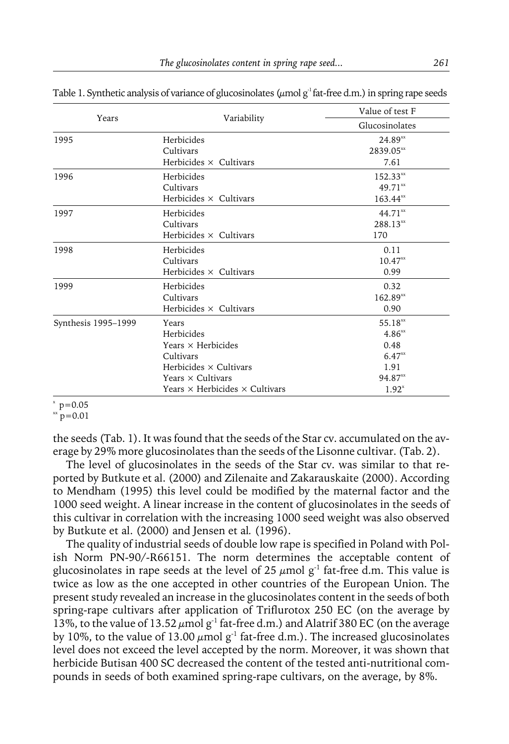Table 1. Synthetic analysis of variance of glucosinolates ($\mu$mol g$^{-1}$ fat-free d.m.) in spring rape seeds

| Years | Variability | Value of test F |
|---|---|---|
| | | Glucosinolates |
| 1995 | Herbicides | 24.89$^{xx}$ |
| | Cultivars | 2839.05$^{xx}$ |
| | Herbicides × Cultivars | 7.61 |
| 1996 | Herbicides | 152.33$^{xx}$ |
| | Cultivars | 49.71$^{xx}$ |
| | Herbicides × Cultivars | 163.44$^{xx}$ |
| 1997 | Herbicides | 44.71$^{xx}$ |
| | Cultivars | 288.13$^{xx}$ |
| | Herbicides × Cultivars | 170 |
| 1998 | Herbicides | 0.11 |
| | Cultivars | 10.47$^{xx}$ |
| | Herbicides × Cultivars | 0.99 |
| 1999 | Herbicides | 0.32 |
| | Cultivars | 162.89$^{xx}$ |
| | Herbicides × Cultivars | 0.90 |
| Synthesis 1995–1999 | Years | 55.18$^{xx}$ |
| | Herbicides | 4.86$^{xx}$ |
| | Years × Herbicides | 0.48 |
| | Cultivars | 6.47$^{xx}$ |
| | Herbicides × Cultivars | 1.91 |
| | Years × Cultivars | 94.87$^{xx}$ |
| | Years × Herbicides × Cultivars | 1.92$^{x}$ |

$^{x}$ p=0.05
$^{xx}$ p=0.01

the seeds (Tab. 1). It was found that the seeds of the Star cv. accumulated on the average by 29% more glucosinolates than the seeds of the Lisonne cultivar. (Tab. 2).

The level of glucosinolates in the seeds of the Star cv. was similar to that reported by Butkute et al. (2000) and Zilenaite and Zakarauskaite (2000). According to Mendham (1995) this level could be modified by the maternal factor and the 1000 seed weight. A linear increase in the content of glucosinolates in the seeds of this cultivar in correlation with the increasing 1000 seed weight was also observed by Butkute et al. (2000) and Jensen et al. (1996).

The quality of industrial seeds of double low rape is specified in Poland with Polish Norm PN-90/-R66151. The norm determines the acceptable content of glucosinolates in rape seeds at the level of 25 $\mu$mol g$^{-1}$ fat-free d.m. This value is twice as low as the one accepted in other countries of the European Union. The present study revealed an increase in the glucosinolates content in the seeds of both spring-rape cultivars after application of Triflurotox 250 EC (on the average by 13%, to the value of 13.52 $\mu$mol g$^{-1}$ fat-free d.m.) and Alatrif 380 EC (on the average by 10%, to the value of 13.00 $\mu$mol g$^{-1}$ fat-free d.m.). The increased glucosinolates level does not exceed the level accepted by the norm. Moreover, it was shown that herbicide Butisan 400 SC decreased the content of the tested anti-nutritional compounds in seeds of both examined spring-rape cultivars, on the average, by 8%.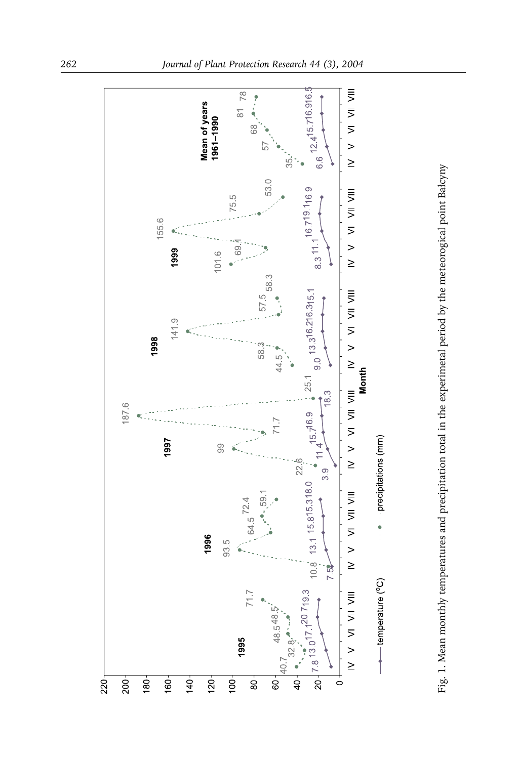Fig. 1. Mean monthly temperatures and precipitation total in the experimetal period by the meteorogical point Balcyny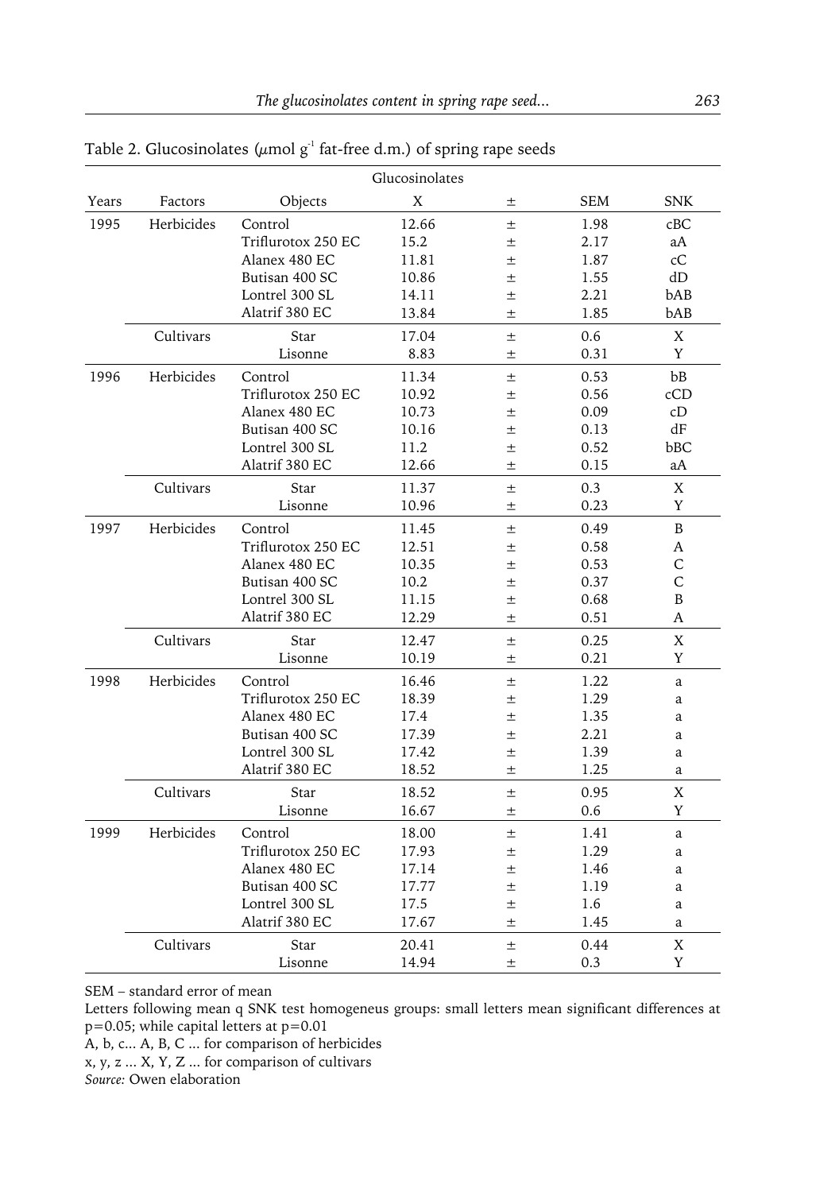Table 2. Glucosinolates ($\mu$mol g$^{-1}$ fat-free d.m.) of spring rape seeds

| | | Glucosinolates | | | | |
|---|---|---|---|---|---|---|
| Years | Factors | Objects | X | ± | SEM | SNK |
| 1995 | Herbicides | Control | 12.66 | ± | 1.98 | cBC |
| | | Triflurotox 250 EC | 15.2 | ± | 2.17 | aA |
| | | Alanex 480 EC | 11.81 | ± | 1.87 | cC |
| | | Butisan 400 SC | 10.86 | ± | 1.55 | dD |
| | | Lontrel 300 SL | 14.11 | ± | 2.21 | bAB |
| | | Alatrif 380 EC | 13.84 | ± | 1.85 | bAB |
| | Cultivars | Star | 17.04 | ± | 0.6 | X |
| | | Lisonne | 8.83 | ± | 0.31 | Y |
| 1996 | Herbicides | Control | 11.34 | ± | 0.53 | bB |
| | | Triflurotox 250 EC | 10.92 | ± | 0.56 | cCD |
| | | Alanex 480 EC | 10.73 | ± | 0.09 | cD |
| | | Butisan 400 SC | 10.16 | ± | 0.13 | dF |
| | | Lontrel 300 SL | 11.2 | ± | 0.52 | bBC |
| | | Alatrif 380 EC | 12.66 | ± | 0.15 | aA |
| | Cultivars | Star | 11.37 | ± | 0.3 | X |
| | | Lisonne | 10.96 | ± | 0.23 | Y |
| 1997 | Herbicides | Control | 11.45 | ± | 0.49 | B |
| | | Triflurotox 250 EC | 12.51 | ± | 0.58 | A |
| | | Alanex 480 EC | 10.35 | ± | 0.53 | C |
| | | Butisan 400 SC | 10.2 | ± | 0.37 | C |
| | | Lontrel 300 SL | 11.15 | ± | 0.68 | B |
| | | Alatrif 380 EC | 12.29 | ± | 0.51 | A |
| | Cultivars | Star | 12.47 | ± | 0.25 | X |
| | | Lisonne | 10.19 | ± | 0.21 | Y |
| 1998 | Herbicides | Control | 16.46 | ± | 1.22 | a |
| | | Triflurotox 250 EC | 18.39 | ± | 1.29 | a |
| | | Alanex 480 EC | 17.4 | ± | 1.35 | a |
| | | Butisan 400 SC | 17.39 | ± | 2.21 | a |
| | | Lontrel 300 SL | 17.42 | ± | 1.39 | a |
| | | Alatrif 380 EC | 18.52 | ± | 1.25 | a |
| | Cultivars | Star | 18.52 | ± | 0.95 | X |
| | | Lisonne | 16.67 | ± | 0.6 | Y |
| 1999 | Herbicides | Control | 18.00 | ± | 1.41 | a |
| | | Triflurotox 250 EC | 17.93 | ± | 1.29 | a |
| | | Alanex 480 EC | 17.14 | ± | 1.46 | a |
| | | Butisan 400 SC | 17.77 | ± | 1.19 | a |
| | | Lontrel 300 SL | 17.5 | ± | 1.6 | a |
| | | Alatrif 380 EC | 17.67 | ± | 1.45 | a |
| | Cultivars | Star | 20.41 | ± | 0.44 | X |
| | | Lisonne | 14.94 | ± | 0.3 | Y |

SEM – standard error of mean

Letters following mean q SNK test homogeneus groups: small letters mean significant differences at p=0.05; while capital letters at p=0.01

A, b, c... A, B, C ... for comparison of herbicides

x, y, z ... X, Y, Z ... for comparison of cultivars

*Source:* Owen elaboration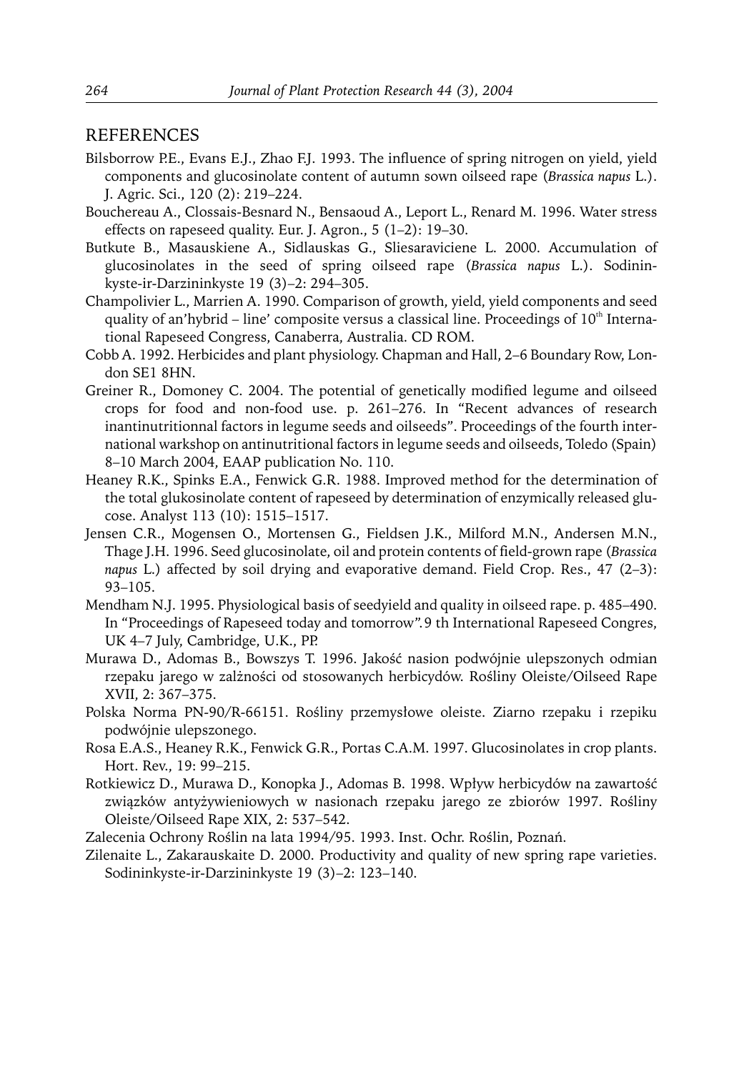## REFERENCES

Bilsborrow P.E., Evans E.J., Zhao F.J. 1993. The influence of spring nitrogen on yield, yield components and glucosinolate content of autumn sown oilseed rape (*Brassica napus* L.). J. Agric. Sci., 120 (2): 219–224.

Bouchereau A., Clossais-Besnard N., Bensaoud A., Leport L., Renard M. 1996. Water stress effects on rapeseed quality. Eur. J. Agron., 5 (1–2): 19–30.

Butkute B., Masauskiene A., Sidlauskas G., Sliesaraviciene L. 2000. Accumulation of glucosinolates in the seed of spring oilseed rape (*Brassica napus* L.). Sodininkyste-ir-Darzininkyste 19 (3)–2: 294–305.

Champolivier L., Marrien A. 1990. Comparison of growth, yield, yield components and seed quality of an'hybrid – line' composite versus a classical line. Proceedings of 10th International Rapeseed Congress, Canaberra, Australia. CD ROM.

Cobb A. 1992. Herbicides and plant physiology. Chapman and Hall, 2–6 Boundary Row, London SE1 8HN.

Greiner R., Domoney C. 2004. The potential of genetically modified legume and oilseed crops for food and non-food use. p. 261–276. In "Recent advances of research inantinutritionnal factors in legume seeds and oilseeds". Proceedings of the fourth international warkshop on antinutritional factors in legume seeds and oilseeds, Toledo (Spain) 8–10 March 2004, EAAP publication No. 110.

Heaney R.K., Spinks E.A., Fenwick G.R. 1988. Improved method for the determination of the total glukosinolate content of rapeseed by determination of enzymically released glucose. Analyst 113 (10): 1515–1517.

Jensen C.R., Mogensen O., Mortensen G., Fieldsen J.K., Milford M.N., Andersen M.N., Thage J.H. 1996. Seed glucosinolate, oil and protein contents of field-grown rape (*Brassica napus* L.) affected by soil drying and evaporative demand. Field Crop. Res., 47 (2–3): 93–105.

Mendham N.J. 1995. Physiological basis of seedyield and quality in oilseed rape. p. 485–490. In "Proceedings of Rapeseed today and tomorrow". 9 th International Rapeseed Congres, UK 4–7 July, Cambridge, U.K., PP.

Murawa D., Adomas B., Bowszys T. 1996. Jakość nasion podwójnie ulepszonych odmian rzepaku jarego w zalżności od stosowanych herbicydów. Rośliny Oleiste/Oilseed Rape XVII, 2: 367–375.

Polska Norma PN-90/R-66151. Rośliny przemysłowe oleiste. Ziarno rzepaku i rzepiku podwójnie ulepszonego.

Rosa E.A.S., Heaney R.K., Fenwick G.R., Portas C.A.M. 1997. Glucosinolates in crop plants. Hort. Rev., 19: 99–215.

Rotkiewicz D., Murawa D., Konopka J., Adomas B. 1998. Wpływ herbicydów na zawartość związków antyżywieniowych w nasionach rzepaku jarego ze zbiorów 1997. Rośliny Oleiste/Oilseed Rape XIX, 2: 537–542.

Zalecenia Ochrony Roślin na lata 1994/95. 1993. Inst. Ochr. Roślin, Poznań.

Zilenaite L., Zakarauskaite D. 2000. Productivity and quality of new spring rape varieties. Sodininkyste-ir-Darzininkyste 19 (3)–2: 123–140.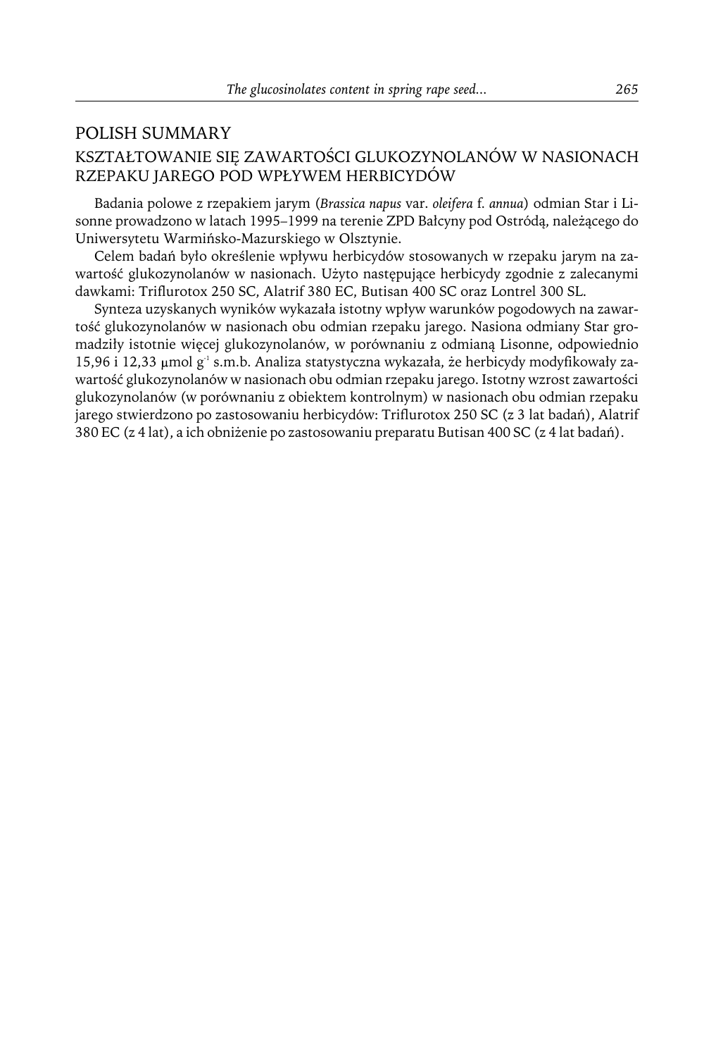## POLISH SUMMARY

### KSZTAŁTOWANIE SIĘ ZAWARTOŚCI GLUKOZYNOLANÓW W NASIONACH RZEPAKU JAREGO POD WPŁYWEM HERBICYDÓW

Badania polowe z rzepakiem jarym (*Brassica napus* var. *oleifera* f. *annua*) odmian Star i Lisonne prowadzono w latach 1995–1999 na terenie ZPD Bałcyny pod Ostródą, należącego do Uniwersytetu Warmińsko-Mazurskiego w Olsztynie.

Celem badań było określenie wpływu herbicydów stosowanych w rzepaku jarym na zawartość glukozynolanów w nasionach. Użyto następujące herbicydy zgodnie z zalecanymi dawkami: Triflurotox 250 SC, Alatrif 380 EC, Butisan 400 SC oraz Lontrel 300 SL.

Synteza uzyskanych wyników wykazała istotny wpływ warunków pogodowych na zawartość glukozynolanów w nasionach obu odmian rzepaku jarego. Nasiona odmiany Star gromadziły istotnie więcej glukozynolanów, w porównaniu z odmianą Lisonne, odpowiednio 15,96 i 12,33 $\mu$mol $g^{-1}$ s.m.b. Analiza statystyczna wykazała, że herbicydy modyfikowały zawartość glukozynolanów w nasionach obu odmian rzepaku jarego. Istotny wzrost zawartości glukozynolanów (w porównaniu z obiektem kontrolnym) w nasionach obu odmian rzepaku jarego stwierdzono po zastosowaniu herbicydów: Triflurotox 250 SC (z 3 lat badań), Alatrif 380 EC (z 4 lat), a ich obniżenie po zastosowaniu preparatu Butisan 400 SC (z 4 lat badań).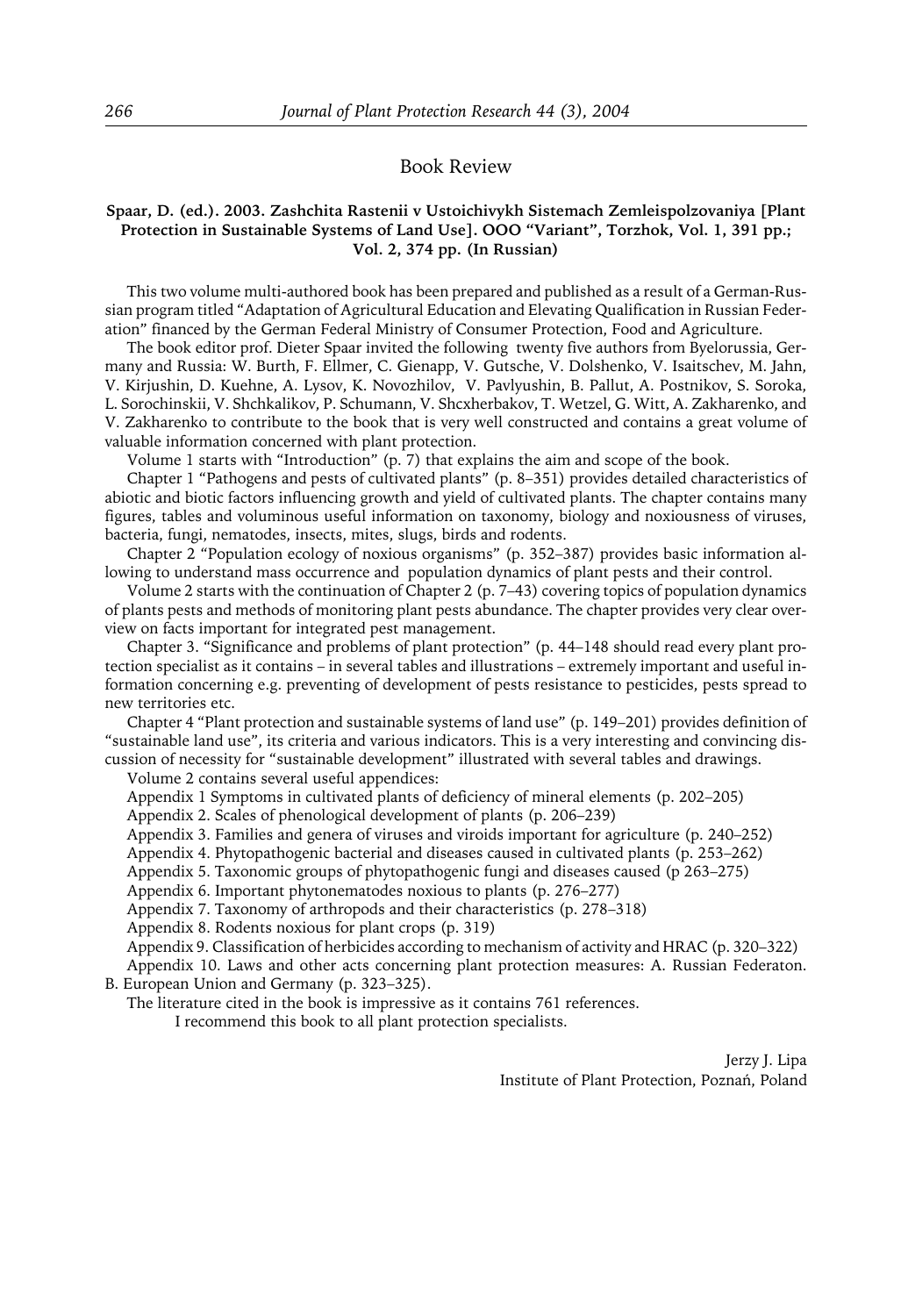# Book Review

**Spaar, D. (ed.). 2003. Zashchita Rastenii v Ustoichivykh Sistemach Zemleispolzovaniya [Plant Protection in Sustainable Systems of Land Use]. OOO "Variant", Torzhok, Vol. 1, 391 pp.; Vol. 2, 374 pp. (In Russian)**

This two volume multi-authored book has been prepared and published as a result of a German-Russian program titled "Adaptation of Agricultural Education and Elevating Qualification in Russian Federation" financed by the German Federal Ministry of Consumer Protection, Food and Agriculture.

The book editor prof. Dieter Spaar invited the following twenty five authors from Byelorussia, Germany and Russia: W. Burth, F. Ellmer, C. Gienapp, V. Gutsche, V. Dolshenko, V. Isaitschev, M. Jahn, V. Kirjushin, D. Kuehne, A. Lysov, K. Novozhilov, V. Pavlyushin, B. Pallut, A. Postnikov, S. Soroka, L. Sorochinskii, V. Shchkalikov, P. Schumann, V. Shcxherbakov, T. Wetzel, G. Witt, A. Zakharenko, and V. Zakharenko to contribute to the book that is very well constructed and contains a great volume of valuable information concerned with plant protection.

Volume 1 starts with "Introduction" (p. 7) that explains the aim and scope of the book.

Chapter 1 "Pathogens and pests of cultivated plants" (p. 8–351) provides detailed characteristics of abiotic and biotic factors influencing growth and yield of cultivated plants. The chapter contains many figures, tables and voluminous useful information on taxonomy, biology and noxiousness of viruses, bacteria, fungi, nematodes, insects, mites, slugs, birds and rodents.

Chapter 2 "Population ecology of noxious organisms" (p. 352–387) provides basic information allowing to understand mass occurrence and population dynamics of plant pests and their control.

Volume 2 starts with the continuation of Chapter 2 (p. 7–43) covering topics of population dynamics of plants pests and methods of monitoring plant pests abundance. The chapter provides very clear overview on facts important for integrated pest management.

Chapter 3. "Significance and problems of plant protection" (p. 44–148 should read every plant protection specialist as it contains – in several tables and illustrations – extremely important and useful information concerning e.g. preventing of development of pests resistance to pesticides, pests spread to new territories etc.

Chapter 4 "Plant protection and sustainable systems of land use" (p. 149–201) provides definition of "sustainable land use", its criteria and various indicators. This is a very interesting and convincing discussion of necessity for "sustainable development" illustrated with several tables and drawings.

Volume 2 contains several useful appendices:

Appendix 1 Symptoms in cultivated plants of deficiency of mineral elements (p. 202–205)

Appendix 2. Scales of phenological development of plants (p. 206–239)

Appendix 3. Families and genera of viruses and viroids important for agriculture (p. 240–252)

Appendix 4. Phytopathogenic bacterial and diseases caused in cultivated plants (p. 253–262)

Appendix 5. Taxonomic groups of phytopathogenic fungi and diseases caused (p 263–275)

Appendix 6. Important phytonematodes noxious to plants (p. 276–277)

Appendix 7. Taxonomy of arthropods and their characteristics (p. 278–318)

Appendix 8. Rodents noxious for plant crops (p. 319)

Appendix 9. Classification of herbicides according to mechanism of activity and HRAC (p. 320–322)

Appendix 10. Laws and other acts concerning plant protection measures: A. Russian Federaton. B. European Union and Germany (p. 323–325).

The literature cited in the book is impressive as it contains 761 references.

I recommend this book to all plant protection specialists.

Jerzy J. Lipa
Institute of Plant Protection, Poznań, Poland